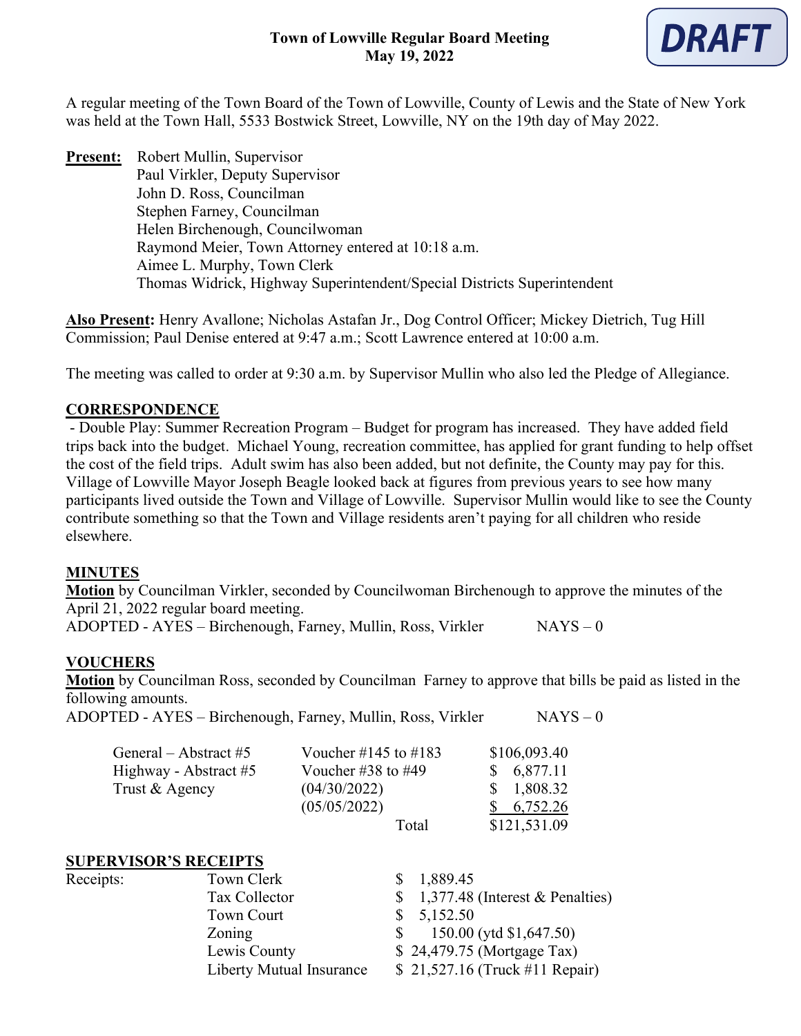**DRAFT**

# Town of Lowville Regular Board Meeting
## May 19, 2022

A regular meeting of the Town Board of the Town of Lowville, County of Lewis and the State of New York was held at the Town Hall, 5533 Bostwick Street, Lowville, NY on the 19th day of May 2022.

**Present:** Robert Mullin, Supervisor
Paul Virkler, Deputy Supervisor
John D. Ross, Councilman
Stephen Farney, Councilman
Helen Birchenough, Councilwoman
Raymond Meier, Town Attorney entered at 10:18 a.m.
Aimee L. Murphy, Town Clerk
Thomas Widrick, Highway Superintendent/Special Districts Superintendent

**Also Present:** Henry Avallone; Nicholas Astafan Jr., Dog Control Officer; Mickey Dietrich, Tug Hill Commission; Paul Denise entered at 9:47 a.m.; Scott Lawrence entered at 10:00 a.m.

The meeting was called to order at 9:30 a.m. by Supervisor Mullin who also led the Pledge of Allegiance.

**CORRESPONDENCE**

- Double Play: Summer Recreation Program – Budget for program has increased. They have added field trips back into the budget. Michael Young, recreation committee, has applied for grant funding to help offset the cost of the field trips. Adult swim has also been added, but not definite, the County may pay for this. Village of Lowville Mayor Joseph Beagle looked back at figures from previous years to see how many participants lived outside the Town and Village of Lowville. Supervisor Mullin would like to see the County contribute something so that the Town and Village residents aren't paying for all children who reside elsewhere.

**MINUTES**

**Motion** by Councilman Virkler, seconded by Councilwoman Birchenough to approve the minutes of the April 21, 2022 regular board meeting.
ADOPTED - AYES – Birchenough, Farney, Mullin, Ross, Virkler NAYS – 0

**VOUCHERS**

**Motion** by Councilman Ross, seconded by Councilman Farney to approve that bills be paid as listed in the following amounts.
ADOPTED - AYES – Birchenough, Farney, Mullin, Ross, Virkler NAYS – 0

| | | |
|---|---|---|
| General – Abstract #5 | Voucher #145 to #183 | $106,093.40 |
| Highway - Abstract #5 | Voucher #38 to #49 | $ 6,877.11 |
| Trust & Agency | (04/30/2022) | $ 1,808.32 |
| | (05/05/2022) | $ 6,752.26 |
| | Total | $121,531.09 |

**SUPERVISOR'S RECEIPTS**

| | | |
|---|---|---|
| Receipts: | Town Clerk | $ 1,889.45 |
| | Tax Collector | $ 1,377.48 (Interest & Penalties) |
| | Town Court | $ 5,152.50 |
| | Zoning | $ 150.00 (ytd $1,647.50) |
| | Lewis County | $ 24,479.75 (Mortgage Tax) |
| | Liberty Mutual Insurance | $ 21,527.16 (Truck #11 Repair) |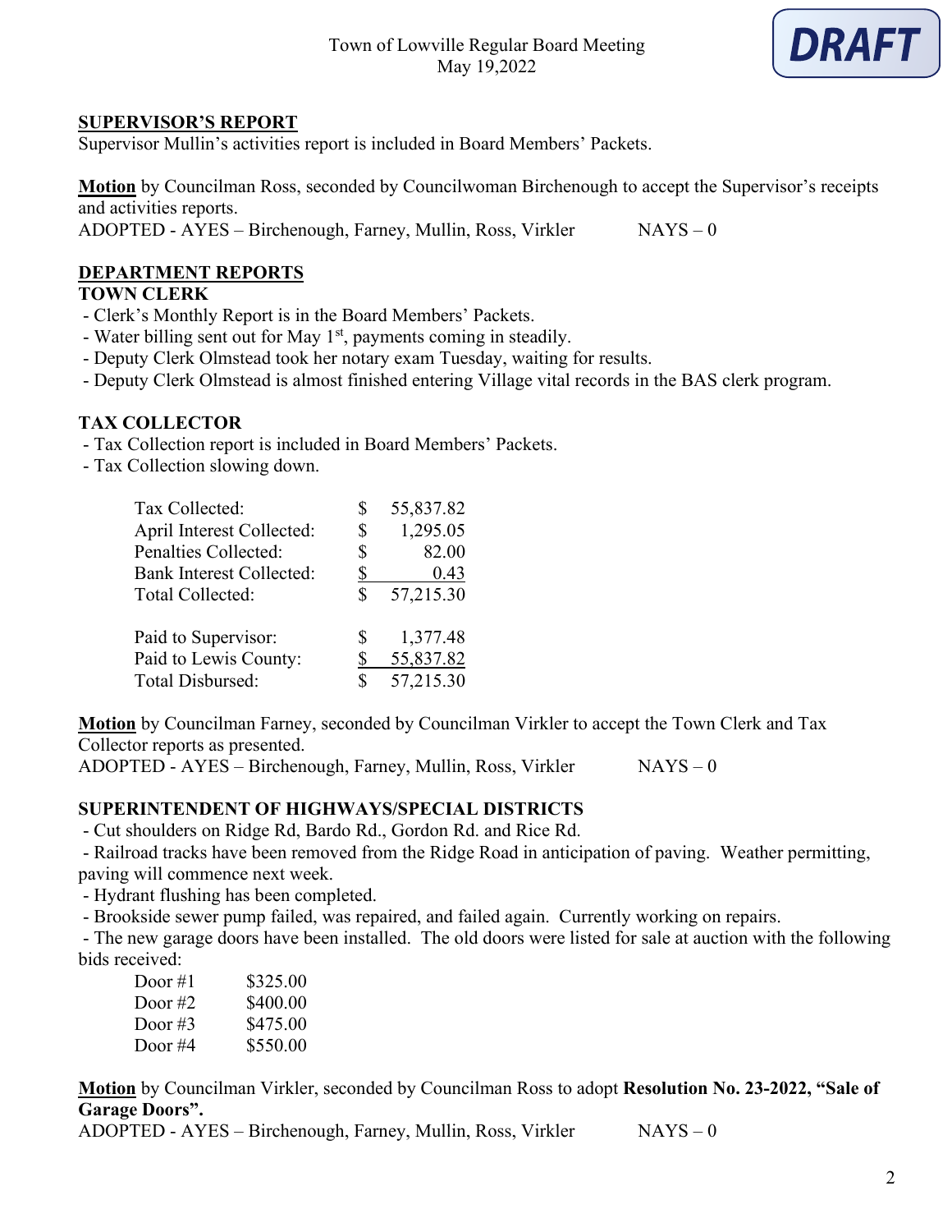## SUPERVISOR'S REPORT

Supervisor Mullin's activities report is included in Board Members' Packets.

**Motion** by Councilman Ross, seconded by Councilwoman Birchenough to accept the Supervisor's receipts and activities reports.
ADOPTED - AYES – Birchenough, Farney, Mullin, Ross, Virkler NAYS – 0

## DEPARTMENT REPORTS

### TOWN CLERK

- Clerk's Monthly Report is in the Board Members' Packets.
- Water billing sent out for May 1st, payments coming in steadily.
- Deputy Clerk Olmstead took her notary exam Tuesday, waiting for results.
- Deputy Clerk Olmstead is almost finished entering Village vital records in the BAS clerk program.

### TAX COLLECTOR

- Tax Collection report is included in Board Members' Packets.
- Tax Collection slowing down.

| | | |
|---|---|---|
| Tax Collected: | $ | 55,837.82 |
| April Interest Collected: | $ | 1,295.05 |
| Penalties Collected: | $ | 82.00 |
| Bank Interest Collected: | $ | 0.43 |
| Total Collected: | $ | 57,215.30 |
| | | |
| Paid to Supervisor: | $ | 1,377.48 |
| Paid to Lewis County: | $ | 55,837.82 |
| Total Disbursed: | $ | 57,215.30 |

**Motion** by Councilman Farney, seconded by Councilman Virkler to accept the Town Clerk and Tax Collector reports as presented.
ADOPTED - AYES – Birchenough, Farney, Mullin, Ross, Virkler NAYS – 0

### SUPERINTENDENT OF HIGHWAYS/SPECIAL DISTRICTS

- Cut shoulders on Ridge Rd, Bardo Rd., Gordon Rd. and Rice Rd.
- Railroad tracks have been removed from the Ridge Road in anticipation of paving. Weather permitting, paving will commence next week.
- Hydrant flushing has been completed.
- Brookside sewer pump failed, was repaired, and failed again. Currently working on repairs.
- The new garage doors have been installed. The old doors were listed for sale at auction with the following bids received:

| | |
|---|---|
| Door #1 | $325.00 |
| Door #2 | $400.00 |
| Door #3 | $475.00 |
| Door #4 | $550.00 |

**Motion** by Councilman Virkler, seconded by Councilman Ross to adopt **Resolution No. 23-2022, "Sale of Garage Doors".**
ADOPTED - AYES – Birchenough, Farney, Mullin, Ross, Virkler NAYS – 0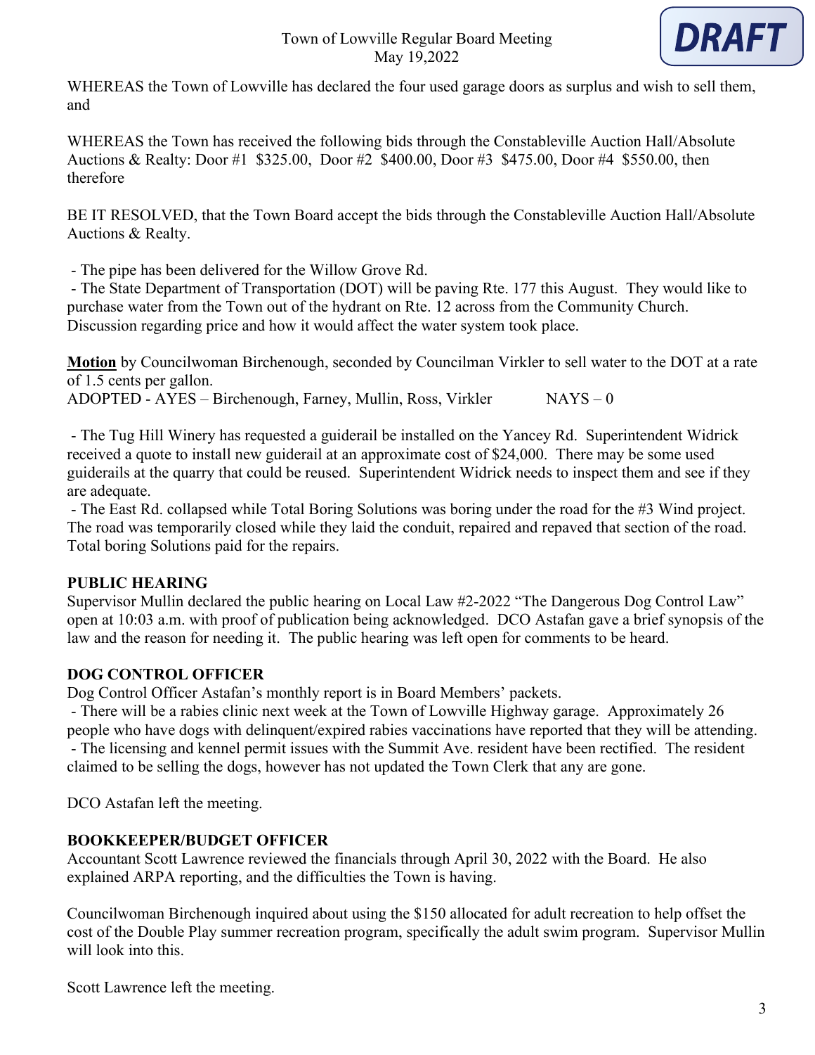WHEREAS the Town of Lowville has declared the four used garage doors as surplus and wish to sell them, and

WHEREAS the Town has received the following bids through the Constableville Auction Hall/Absolute Auctions & Realty: Door #1 $325.00, Door #2 $400.00, Door #3 $475.00, Door #4 $550.00, then therefore

BE IT RESOLVED, that the Town Board accept the bids through the Constableville Auction Hall/Absolute Auctions & Realty.

- The pipe has been delivered for the Willow Grove Rd.
- The State Department of Transportation (DOT) will be paving Rte. 177 this August. They would like to purchase water from the Town out of the hydrant on Rte. 12 across from the Community Church. Discussion regarding price and how it would affect the water system took place.

**Motion** by Councilwoman Birchenough, seconded by Councilman Virkler to sell water to the DOT at a rate of 1.5 cents per gallon.
ADOPTED - AYES – Birchenough, Farney, Mullin, Ross, Virkler NAYS – 0

- The Tug Hill Winery has requested a guiderail be installed on the Yancey Rd. Superintendent Widrick received a quote to install new guiderail at an approximate cost of $24,000. There may be some used guiderails at the quarry that could be reused. Superintendent Widrick needs to inspect them and see if they are adequate.
- The East Rd. collapsed while Total Boring Solutions was boring under the road for the #3 Wind project. The road was temporarily closed while they laid the conduit, repaired and repaved that section of the road. Total boring Solutions paid for the repairs.

**PUBLIC HEARING**

Supervisor Mullin declared the public hearing on Local Law #2-2022 "The Dangerous Dog Control Law" open at 10:03 a.m. with proof of publication being acknowledged. DCO Astafan gave a brief synopsis of the law and the reason for needing it. The public hearing was left open for comments to be heard.

**DOG CONTROL OFFICER**

Dog Control Officer Astafan's monthly report is in Board Members' packets.

- There will be a rabies clinic next week at the Town of Lowville Highway garage. Approximately 26 people who have dogs with delinquent/expired rabies vaccinations have reported that they will be attending.
- The licensing and kennel permit issues with the Summit Ave. resident have been rectified. The resident claimed to be selling the dogs, however has not updated the Town Clerk that any are gone.

DCO Astafan left the meeting.

**BOOKKEEPER/BUDGET OFFICER**

Accountant Scott Lawrence reviewed the financials through April 30, 2022 with the Board. He also explained ARPA reporting, and the difficulties the Town is having.

Councilwoman Birchenough inquired about using the $150 allocated for adult recreation to help offset the cost of the Double Play summer recreation program, specifically the adult swim program. Supervisor Mullin will look into this.

Scott Lawrence left the meeting.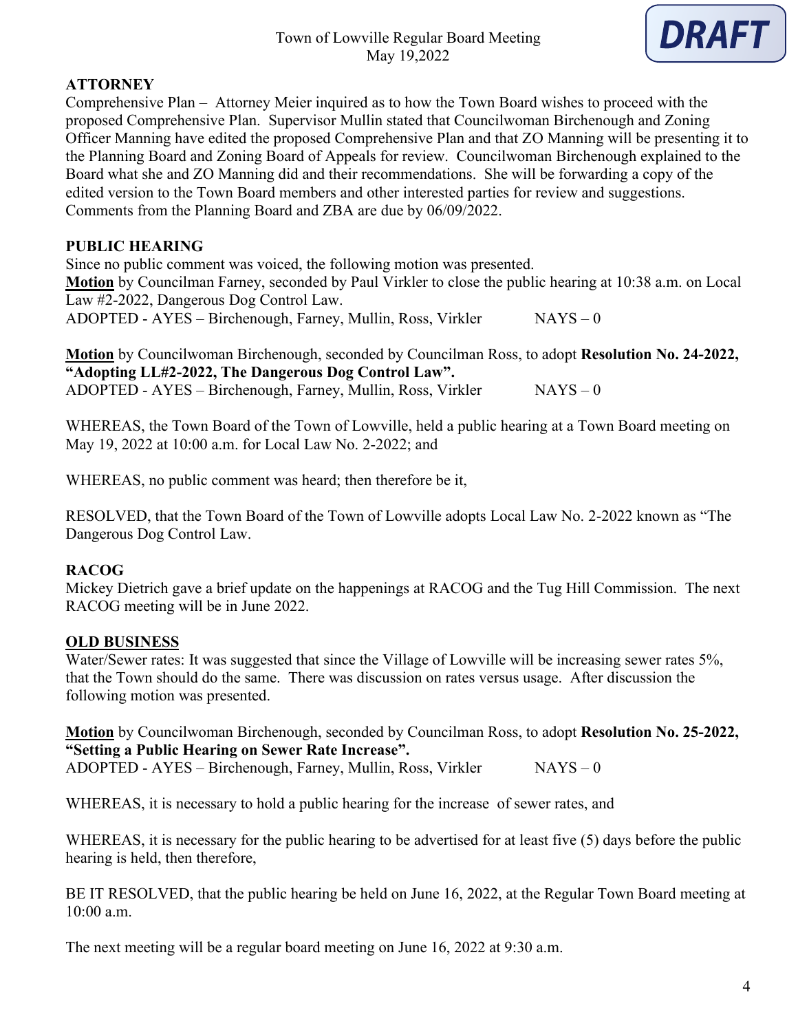## ATTORNEY

Comprehensive Plan – Attorney Meier inquired as to how the Town Board wishes to proceed with the proposed Comprehensive Plan. Supervisor Mullin stated that Councilwoman Birchenough and Zoning Officer Manning have edited the proposed Comprehensive Plan and that ZO Manning will be presenting it to the Planning Board and Zoning Board of Appeals for review. Councilwoman Birchenough explained to the Board what she and ZO Manning did and their recommendations. She will be forwarding a copy of the edited version to the Town Board members and other interested parties for review and suggestions. Comments from the Planning Board and ZBA are due by 06/09/2022.

## PUBLIC HEARING

Since no public comment was voiced, the following motion was presented.

**Motion** by Councilman Farney, seconded by Paul Virkler to close the public hearing at 10:38 a.m. on Local Law #2-2022, Dangerous Dog Control Law.

ADOPTED - AYES – Birchenough, Farney, Mullin, Ross, Virkler NAYS – 0

**Motion** by Councilwoman Birchenough, seconded by Councilman Ross, to adopt **Resolution No. 24-2022, "Adopting LL#2-2022, The Dangerous Dog Control Law".**

ADOPTED - AYES – Birchenough, Farney, Mullin, Ross, Virkler NAYS – 0

WHEREAS, the Town Board of the Town of Lowville, held a public hearing at a Town Board meeting on May 19, 2022 at 10:00 a.m. for Local Law No. 2-2022; and

WHEREAS, no public comment was heard; then therefore be it,

RESOLVED, that the Town Board of the Town of Lowville adopts Local Law No. 2-2022 known as "The Dangerous Dog Control Law.

## RACOG

Mickey Dietrich gave a brief update on the happenings at RACOG and the Tug Hill Commission. The next RACOG meeting will be in June 2022.

## OLD BUSINESS

Water/Sewer rates: It was suggested that since the Village of Lowville will be increasing sewer rates 5%, that the Town should do the same. There was discussion on rates versus usage. After discussion the following motion was presented.

**Motion** by Councilwoman Birchenough, seconded by Councilman Ross, to adopt **Resolution No. 25-2022, "Setting a Public Hearing on Sewer Rate Increase".**

ADOPTED - AYES – Birchenough, Farney, Mullin, Ross, Virkler NAYS – 0

WHEREAS, it is necessary to hold a public hearing for the increase of sewer rates, and

WHEREAS, it is necessary for the public hearing to be advertised for at least five (5) days before the public hearing is held, then therefore,

BE IT RESOLVED, that the public hearing be held on June 16, 2022, at the Regular Town Board meeting at 10:00 a.m.

The next meeting will be a regular board meeting on June 16, 2022 at 9:30 a.m.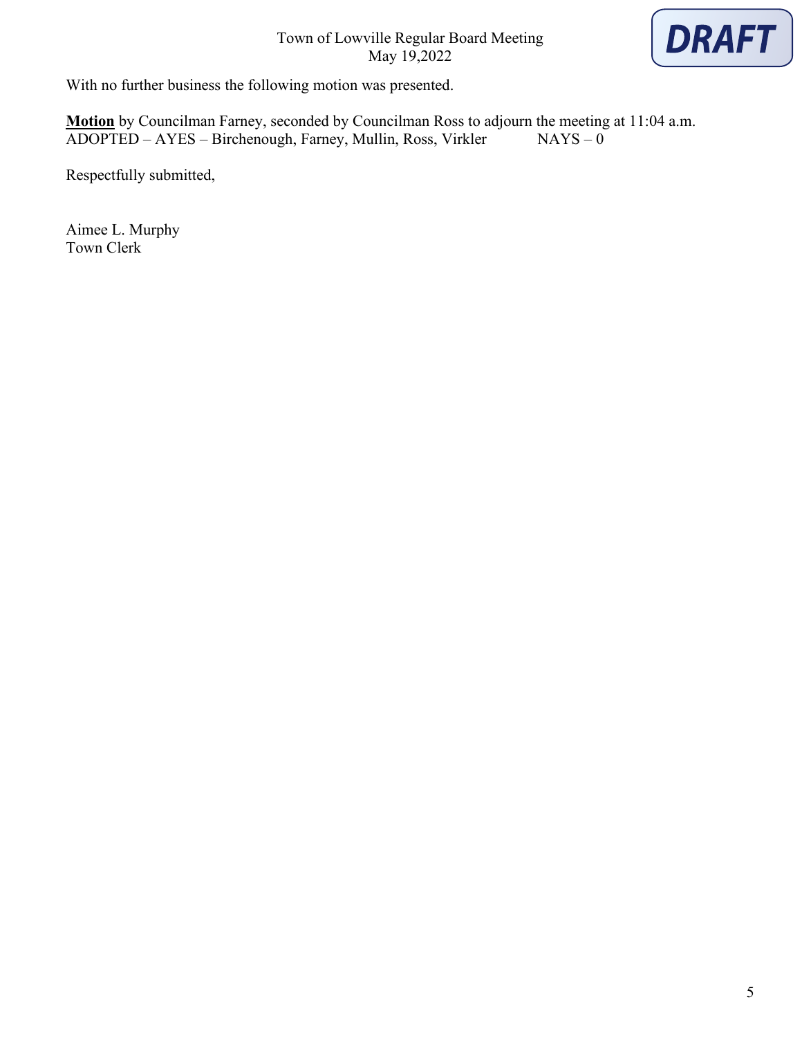With no further business the following motion was presented.

**Motion** by Councilman Farney, seconded by Councilman Ross to adjourn the meeting at 11:04 a.m.
ADOPTED – AYES – Birchenough, Farney, Mullin, Ross, Virkler NAYS – 0

Respectfully submitted,

Aimee L. Murphy
Town Clerk